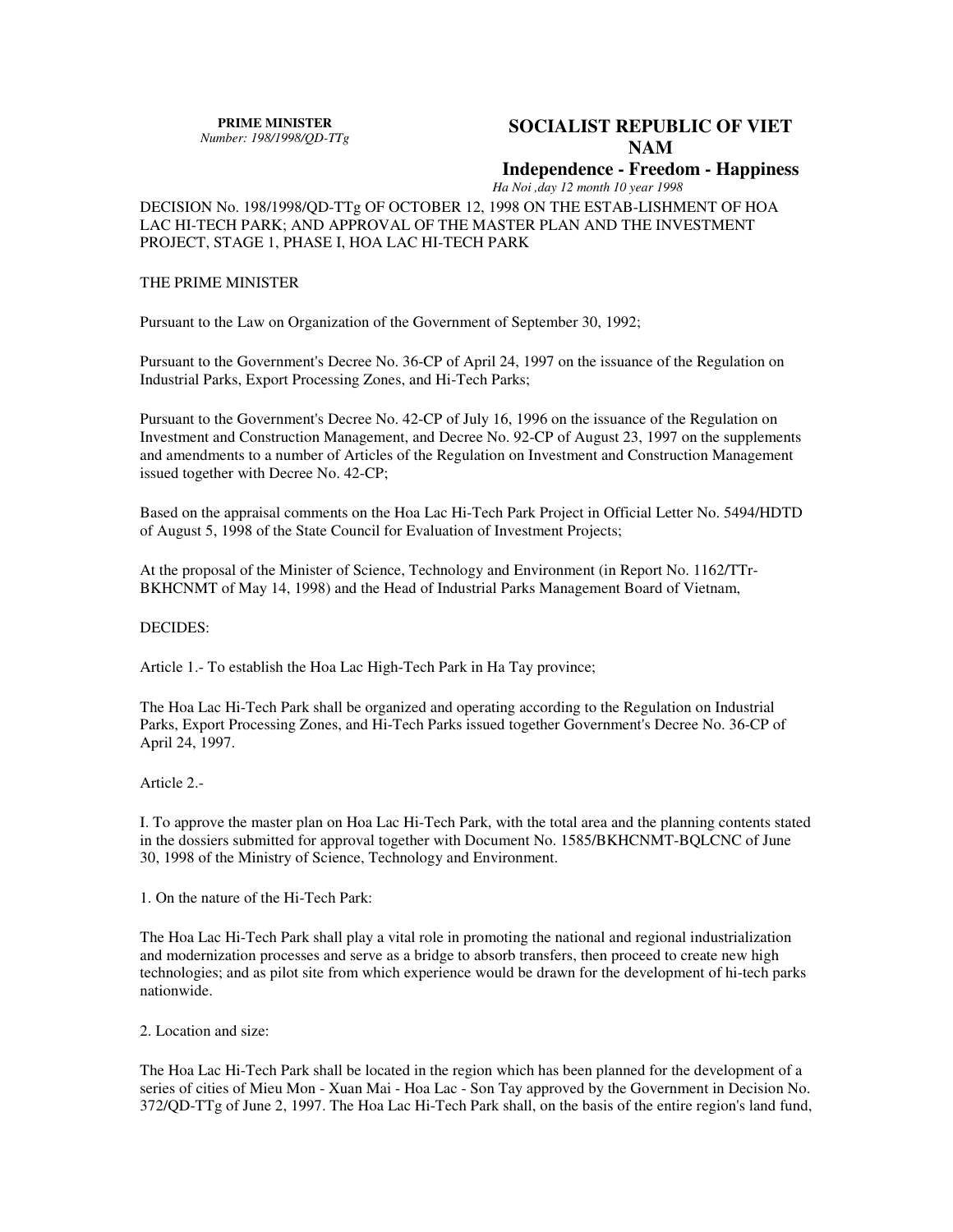**PRIME MINISTER**
*Number: 198/1998/QD-TTg*

**SOCIALIST REPUBLIC OF VIET NAM**
**Independence - Freedom - Happiness**
*Ha Noi ,day 12 month 10 year 1998*

DECISION No. 198/1998/QD-TTg OF OCTOBER 12, 1998 ON THE ESTAB-LISHMENT OF HOA LAC HI-TECH PARK; AND APPROVAL OF THE MASTER PLAN AND THE INVESTMENT PROJECT, STAGE 1, PHASE I, HOA LAC HI-TECH PARK

THE PRIME MINISTER

Pursuant to the Law on Organization of the Government of September 30, 1992;

Pursuant to the Government's Decree No. 36-CP of April 24, 1997 on the issuance of the Regulation on Industrial Parks, Export Processing Zones, and Hi-Tech Parks;

Pursuant to the Government's Decree No. 42-CP of July 16, 1996 on the issuance of the Regulation on Investment and Construction Management, and Decree No. 92-CP of August 23, 1997 on the supplements and amendments to a number of Articles of the Regulation on Investment and Construction Management issued together with Decree No. 42-CP;

Based on the appraisal comments on the Hoa Lac Hi-Tech Park Project in Official Letter No. 5494/HDTD of August 5, 1998 of the State Council for Evaluation of Investment Projects;

At the proposal of the Minister of Science, Technology and Environment (in Report No. 1162/TTr-BKHCNMT of May 14, 1998) and the Head of Industrial Parks Management Board of Vietnam,

DECIDES:

Article 1.- To establish the Hoa Lac High-Tech Park in Ha Tay province;

The Hoa Lac Hi-Tech Park shall be organized and operating according to the Regulation on Industrial Parks, Export Processing Zones, and Hi-Tech Parks issued together Government's Decree No. 36-CP of April 24, 1997.

Article 2.-

I. To approve the master plan on Hoa Lac Hi-Tech Park, with the total area and the planning contents stated in the dossiers submitted for approval together with Document No. 1585/BKHCNMT-BQLCNC of June 30, 1998 of the Ministry of Science, Technology and Environment.

1. On the nature of the Hi-Tech Park:

The Hoa Lac Hi-Tech Park shall play a vital role in promoting the national and regional industrialization and modernization processes and serve as a bridge to absorb transfers, then proceed to create new high technologies; and as pilot site from which experience would be drawn for the development of hi-tech parks nationwide.

2. Location and size:

The Hoa Lac Hi-Tech Park shall be located in the region which has been planned for the development of a series of cities of Mieu Mon - Xuan Mai - Hoa Lac - Son Tay approved by the Government in Decision No. 372/QD-TTg of June 2, 1997. The Hoa Lac Hi-Tech Park shall, on the basis of the entire region's land fund,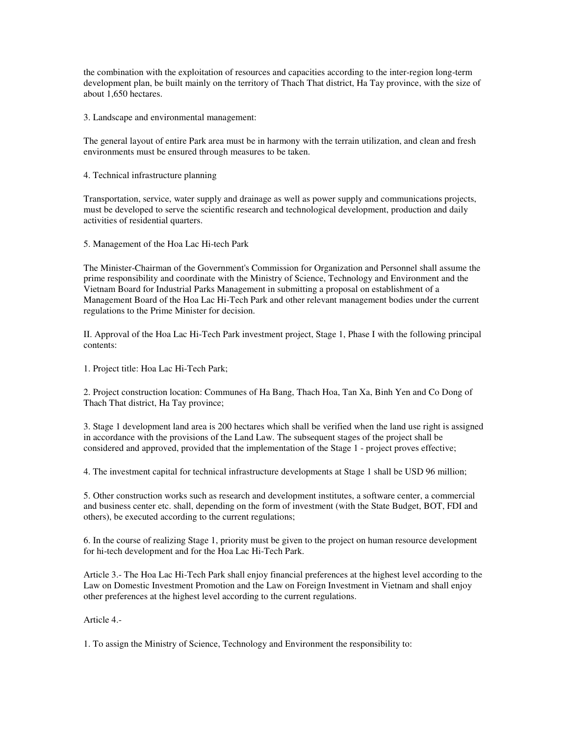the combination with the exploitation of resources and capacities according to the inter-region long-term development plan, be built mainly on the territory of Thach That district, Ha Tay province, with the size of about 1,650 hectares.

3. Landscape and environmental management:

The general layout of entire Park area must be in harmony with the terrain utilization, and clean and fresh environments must be ensured through measures to be taken.

4. Technical infrastructure planning

Transportation, service, water supply and drainage as well as power supply and communications projects, must be developed to serve the scientific research and technological development, production and daily activities of residential quarters.

5. Management of the Hoa Lac Hi-tech Park

The Minister-Chairman of the Government's Commission for Organization and Personnel shall assume the prime responsibility and coordinate with the Ministry of Science, Technology and Environment and the Vietnam Board for Industrial Parks Management in submitting a proposal on establishment of a Management Board of the Hoa Lac Hi-Tech Park and other relevant management bodies under the current regulations to the Prime Minister for decision.

II. Approval of the Hoa Lac Hi-Tech Park investment project, Stage 1, Phase I with the following principal contents:

1. Project title: Hoa Lac Hi-Tech Park;

2. Project construction location: Communes of Ha Bang, Thach Hoa, Tan Xa, Binh Yen and Co Dong of Thach That district, Ha Tay province;

3. Stage 1 development land area is 200 hectares which shall be verified when the land use right is assigned in accordance with the provisions of the Land Law. The subsequent stages of the project shall be considered and approved, provided that the implementation of the Stage 1 - project proves effective;

4. The investment capital for technical infrastructure developments at Stage 1 shall be USD 96 million;

5. Other construction works such as research and development institutes, a software center, a commercial and business center etc. shall, depending on the form of investment (with the State Budget, BOT, FDI and others), be executed according to the current regulations;

6. In the course of realizing Stage 1, priority must be given to the project on human resource development for hi-tech development and for the Hoa Lac Hi-Tech Park.

Article 3.- The Hoa Lac Hi-Tech Park shall enjoy financial preferences at the highest level according to the Law on Domestic Investment Promotion and the Law on Foreign Investment in Vietnam and shall enjoy other preferences at the highest level according to the current regulations.

Article 4.-

1. To assign the Ministry of Science, Technology and Environment the responsibility to: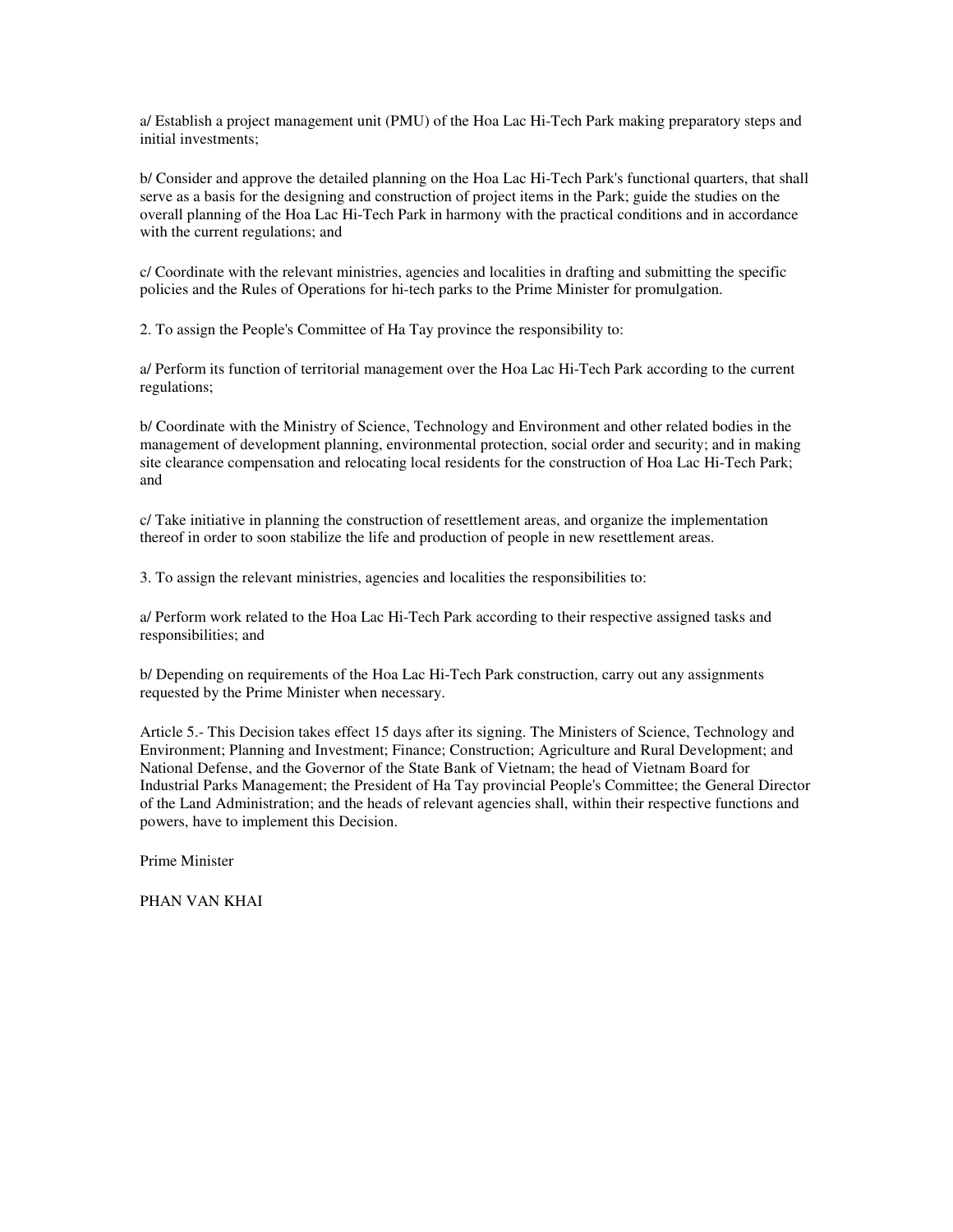a/ Establish a project management unit (PMU) of the Hoa Lac Hi-Tech Park making preparatory steps and initial investments;

b/ Consider and approve the detailed planning on the Hoa Lac Hi-Tech Park's functional quarters, that shall serve as a basis for the designing and construction of project items in the Park; guide the studies on the overall planning of the Hoa Lac Hi-Tech Park in harmony with the practical conditions and in accordance with the current regulations; and

c/ Coordinate with the relevant ministries, agencies and localities in drafting and submitting the specific policies and the Rules of Operations for hi-tech parks to the Prime Minister for promulgation.

2. To assign the People's Committee of Ha Tay province the responsibility to:

a/ Perform its function of territorial management over the Hoa Lac Hi-Tech Park according to the current regulations;

b/ Coordinate with the Ministry of Science, Technology and Environment and other related bodies in the management of development planning, environmental protection, social order and security; and in making site clearance compensation and relocating local residents for the construction of Hoa Lac Hi-Tech Park; and

c/ Take initiative in planning the construction of resettlement areas, and organize the implementation thereof in order to soon stabilize the life and production of people in new resettlement areas.

3. To assign the relevant ministries, agencies and localities the responsibilities to:

a/ Perform work related to the Hoa Lac Hi-Tech Park according to their respective assigned tasks and responsibilities; and

b/ Depending on requirements of the Hoa Lac Hi-Tech Park construction, carry out any assignments requested by the Prime Minister when necessary.

Article 5.- This Decision takes effect 15 days after its signing. The Ministers of Science, Technology and Environment; Planning and Investment; Finance; Construction; Agriculture and Rural Development; and National Defense, and the Governor of the State Bank of Vietnam; the head of Vietnam Board for Industrial Parks Management; the President of Ha Tay provincial People's Committee; the General Director of the Land Administration; and the heads of relevant agencies shall, within their respective functions and powers, have to implement this Decision.

Prime Minister

PHAN VAN KHAI